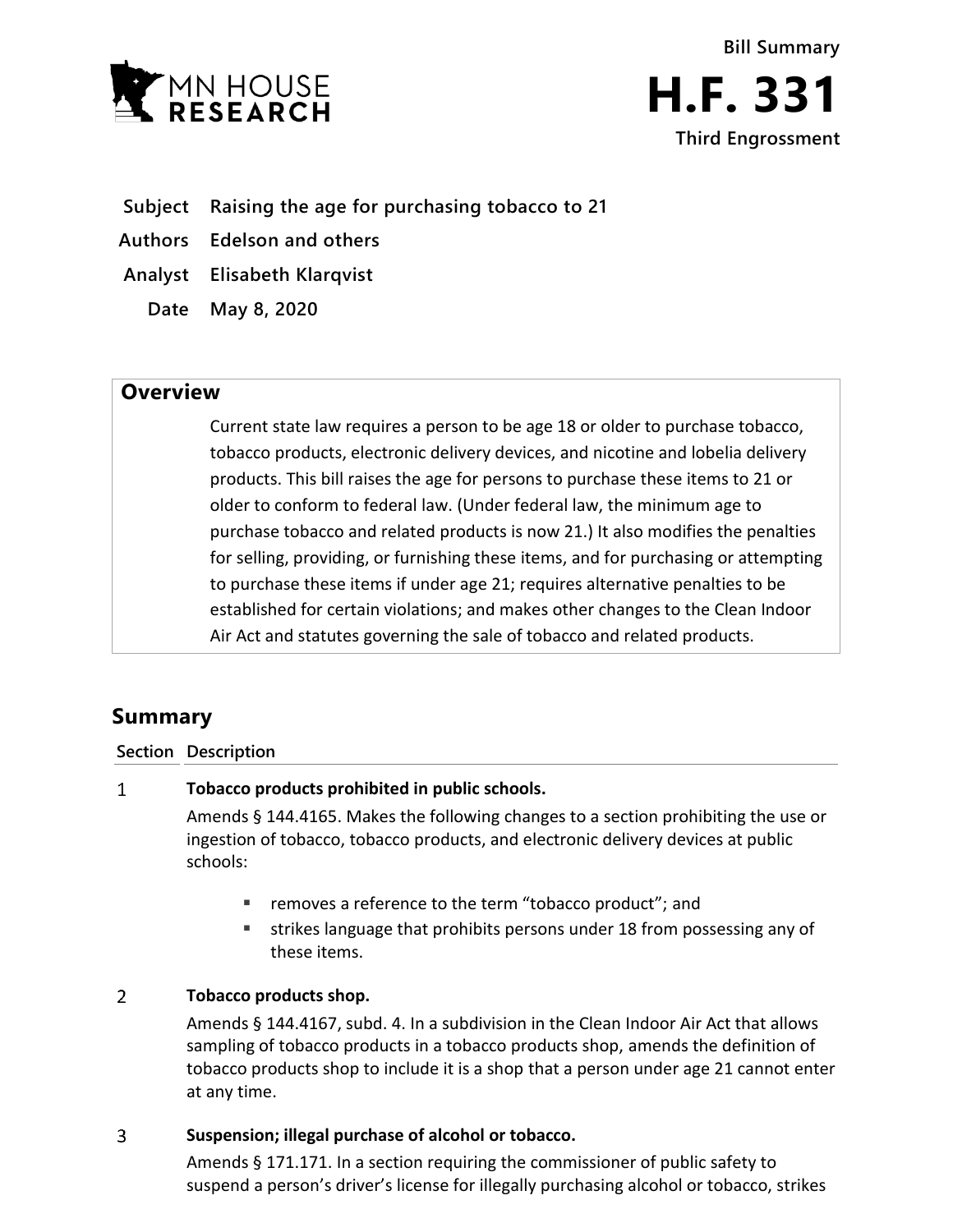Bill Summary

# H.F. 331

Third Engrossment

**Subject** Raising the age for purchasing tobacco to 21

**Authors** Edelson and others

**Analyst** Elisabeth Klarqvist

**Date** May 8, 2020

## Overview

Current state law requires a person to be age 18 or older to purchase tobacco, tobacco products, electronic delivery devices, and nicotine and lobelia delivery products. This bill raises the age for persons to purchase these items to 21 or older to conform to federal law. (Under federal law, the minimum age to purchase tobacco and related products is now 21.) It also modifies the penalties for selling, providing, or furnishing these items, and for purchasing or attempting to purchase these items if under age 21; requires alternative penalties to be established for certain violations; and makes other changes to the Clean Indoor Air Act and statutes governing the sale of tobacco and related products.

## Summary

| Section | Description |
|---|---|
| 1 | **Tobacco products prohibited in public schools.**<br>Amends § 144.4165. Makes the following changes to a section prohibiting the use or ingestion of tobacco, tobacco products, and electronic delivery devices at public schools:<br>▪ removes a reference to the term "tobacco product"; and<br>▪ strikes language that prohibits persons under 18 from possessing any of these items. |
| 2 | **Tobacco products shop.**<br>Amends § 144.4167, subd. 4. In a subdivision in the Clean Indoor Air Act that allows sampling of tobacco products in a tobacco products shop, amends the definition of tobacco products shop to include it is a shop that a person under age 21 cannot enter at any time. |
| 3 | **Suspension; illegal purchase of alcohol or tobacco.**<br>Amends § 171.171. In a section requiring the commissioner of public safety to suspend a person's driver's license for illegally purchasing alcohol or tobacco, strikes |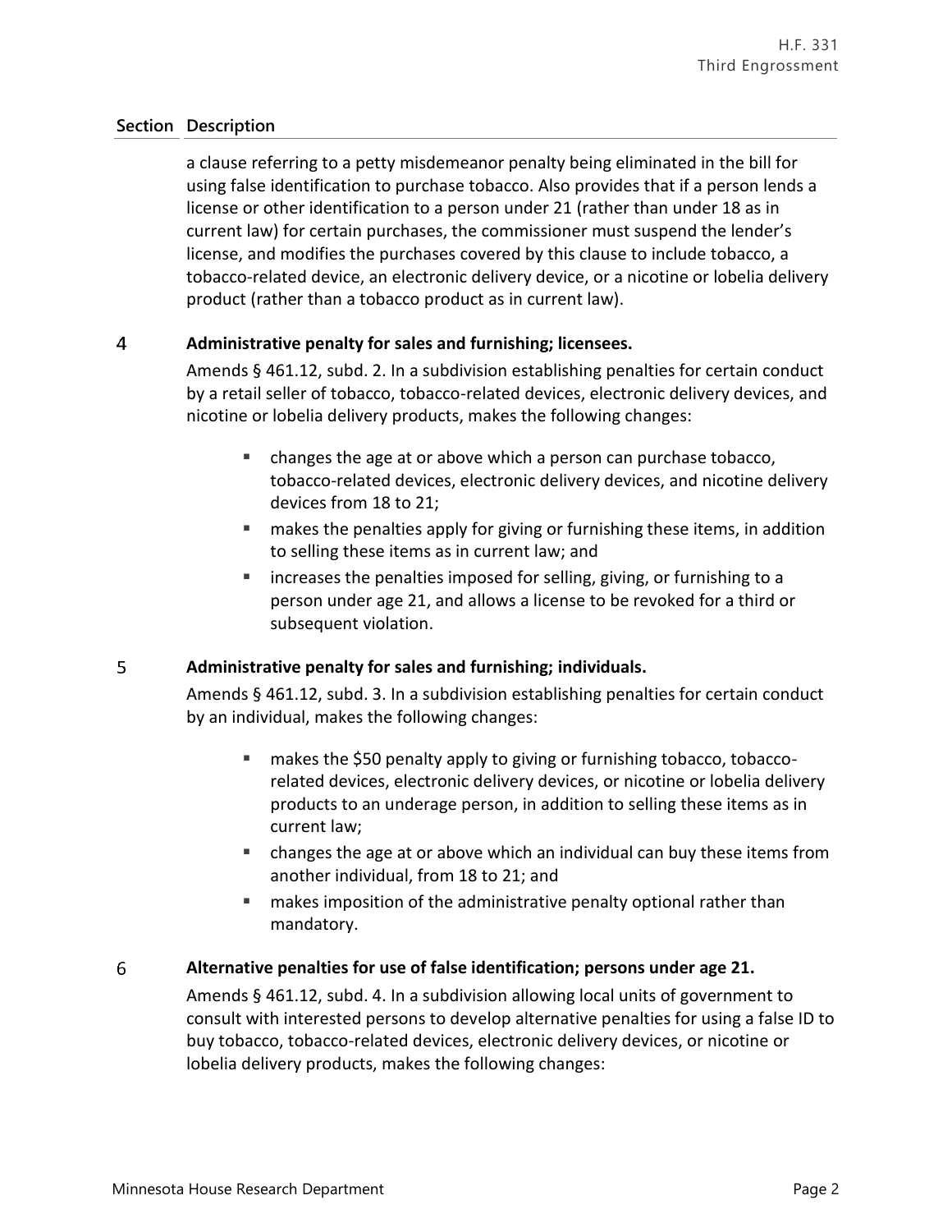| Section | Description |
|---|---|
| | a clause referring to a petty misdemeanor penalty being eliminated in the bill for using false identification to purchase tobacco. Also provides that if a person lends a license or other identification to a person under 21 (rather than under 18 as in current law) for certain purchases, the commissioner must suspend the lender's license, and modifies the purchases covered by this clause to include tobacco, a tobacco-related device, an electronic delivery device, or a nicotine or lobelia delivery product (rather than a tobacco product as in current law). |

**4 Administrative penalty for sales and furnishing; licensees.**

Amends § 461.12, subd. 2. In a subdivision establishing penalties for certain conduct by a retail seller of tobacco, tobacco-related devices, electronic delivery devices, and nicotine or lobelia delivery products, makes the following changes:

- changes the age at or above which a person can purchase tobacco, tobacco-related devices, electronic delivery devices, and nicotine delivery devices from 18 to 21;
- makes the penalties apply for giving or furnishing these items, in addition to selling these items as in current law; and
- increases the penalties imposed for selling, giving, or furnishing to a person under age 21, and allows a license to be revoked for a third or subsequent violation.

**5 Administrative penalty for sales and furnishing; individuals.**

Amends § 461.12, subd. 3. In a subdivision establishing penalties for certain conduct by an individual, makes the following changes:

- makes the $50 penalty apply to giving or furnishing tobacco, tobacco-related devices, electronic delivery devices, or nicotine or lobelia delivery products to an underage person, in addition to selling these items as in current law;
- changes the age at or above which an individual can buy these items from another individual, from 18 to 21; and
- makes imposition of the administrative penalty optional rather than mandatory.

**6 Alternative penalties for use of false identification; persons under age 21.**

Amends § 461.12, subd. 4. In a subdivision allowing local units of government to consult with interested persons to develop alternative penalties for using a false ID to buy tobacco, tobacco-related devices, electronic delivery devices, or nicotine or lobelia delivery products, makes the following changes: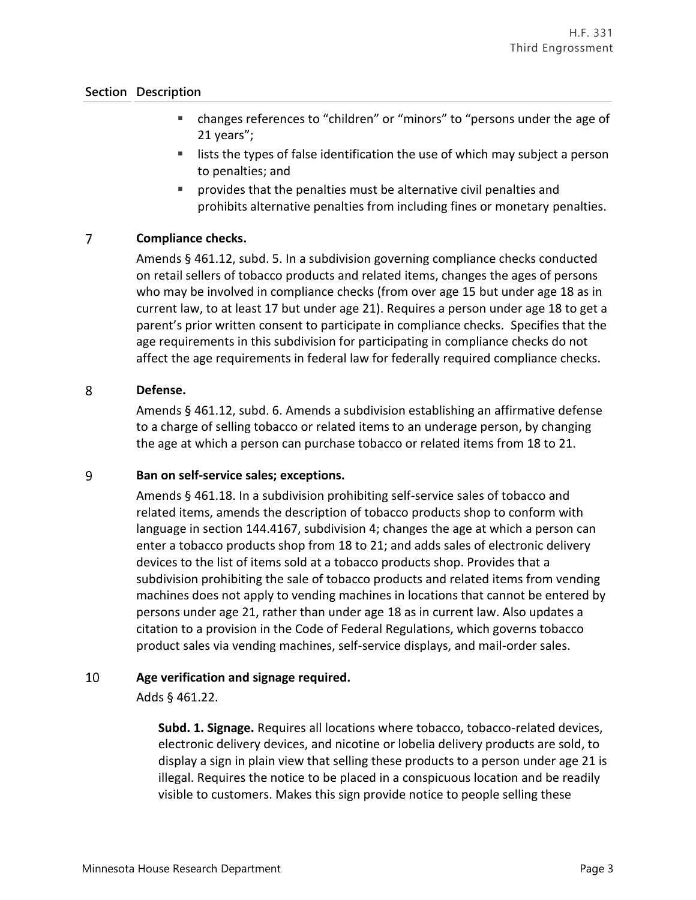| Section | Description |
|---|---|
| | ▪ changes references to "children" or "minors" to "persons under the age of 21 years";<br>▪ lists the types of false identification the use of which may subject a person to penalties; and<br>▪ provides that the penalties must be alternative civil penalties and prohibits alternative penalties from including fines or monetary penalties. |
| 7 | **Compliance checks.**<br>Amends § 461.12, subd. 5. In a subdivision governing compliance checks conducted on retail sellers of tobacco products and related items, changes the ages of persons who may be involved in compliance checks (from over age 15 but under age 18 as in current law, to at least 17 but under age 21). Requires a person under age 18 to get a parent's prior written consent to participate in compliance checks. Specifies that the age requirements in this subdivision for participating in compliance checks do not affect the age requirements in federal law for federally required compliance checks. |
| 8 | **Defense.**<br>Amends § 461.12, subd. 6. Amends a subdivision establishing an affirmative defense to a charge of selling tobacco or related items to an underage person, by changing the age at which a person can purchase tobacco or related items from 18 to 21. |
| 9 | **Ban on self-service sales; exceptions.**<br>Amends § 461.18. In a subdivision prohibiting self-service sales of tobacco and related items, amends the description of tobacco products shop to conform with language in section 144.4167, subdivision 4; changes the age at which a person can enter a tobacco products shop from 18 to 21; and adds sales of electronic delivery devices to the list of items sold at a tobacco products shop. Provides that a subdivision prohibiting the sale of tobacco products and related items from vending machines does not apply to vending machines in locations that cannot be entered by persons under age 21, rather than under age 18 as in current law. Also updates a citation to a provision in the Code of Federal Regulations, which governs tobacco product sales via vending machines, self-service displays, and mail-order sales. |
| 10 | **Age verification and signage required.**<br>Adds § 461.22.<br><br>**Subd. 1. Signage.** Requires all locations where tobacco, tobacco-related devices, electronic delivery devices, and nicotine or lobelia delivery products are sold, to display a sign in plain view that selling these products to a person under age 21 is illegal. Requires the notice to be placed in a conspicuous location and be readily visible to customers. Makes this sign provide notice to people selling these |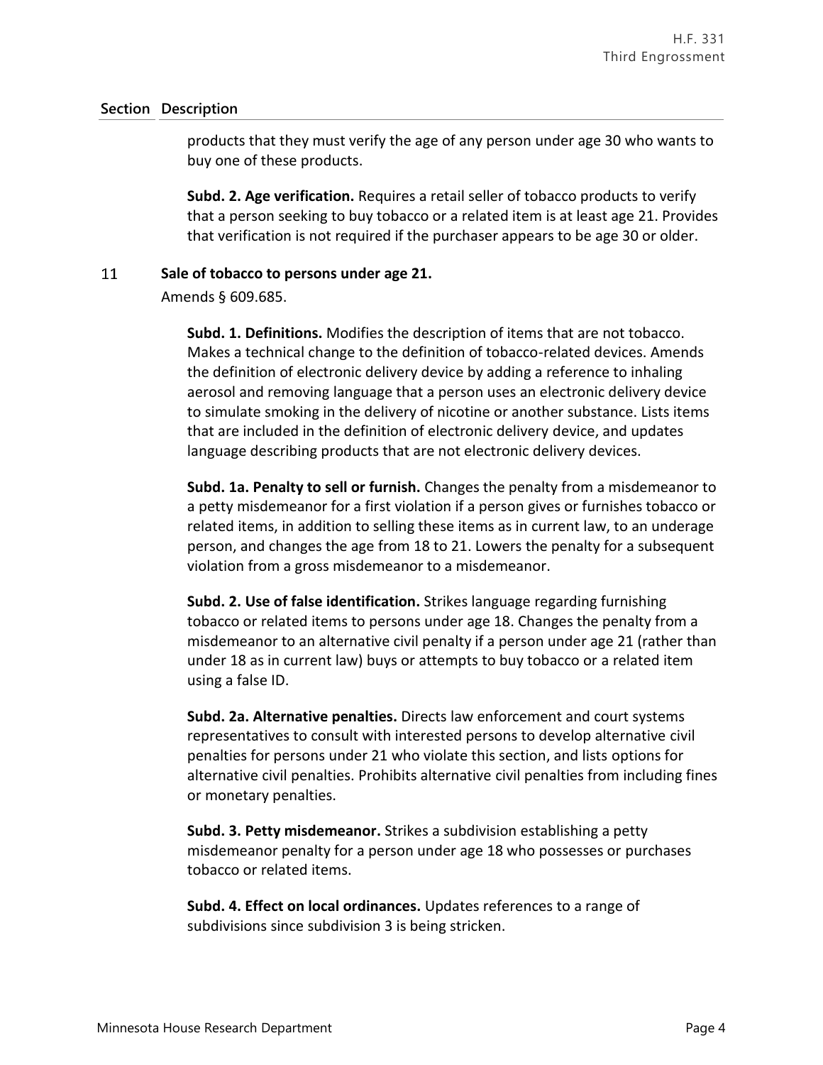| Section | Description |
|---|---|

products that they must verify the age of any person under age 30 who wants to buy one of these products.

**Subd. 2. Age verification.** Requires a retail seller of tobacco products to verify that a person seeking to buy tobacco or a related item is at least age 21. Provides that verification is not required if the purchaser appears to be age 30 or older.

### 11 Sale of tobacco to persons under age 21.

Amends § 609.685.

**Subd. 1. Definitions.** Modifies the description of items that are not tobacco. Makes a technical change to the definition of tobacco-related devices. Amends the definition of electronic delivery device by adding a reference to inhaling aerosol and removing language that a person uses an electronic delivery device to simulate smoking in the delivery of nicotine or another substance. Lists items that are included in the definition of electronic delivery device, and updates language describing products that are not electronic delivery devices.

**Subd. 1a. Penalty to sell or furnish.** Changes the penalty from a misdemeanor to a petty misdemeanor for a first violation if a person gives or furnishes tobacco or related items, in addition to selling these items as in current law, to an underage person, and changes the age from 18 to 21. Lowers the penalty for a subsequent violation from a gross misdemeanor to a misdemeanor.

**Subd. 2. Use of false identification.** Strikes language regarding furnishing tobacco or related items to persons under age 18. Changes the penalty from a misdemeanor to an alternative civil penalty if a person under age 21 (rather than under 18 as in current law) buys or attempts to buy tobacco or a related item using a false ID.

**Subd. 2a. Alternative penalties.** Directs law enforcement and court systems representatives to consult with interested persons to develop alternative civil penalties for persons under 21 who violate this section, and lists options for alternative civil penalties. Prohibits alternative civil penalties from including fines or monetary penalties.

**Subd. 3. Petty misdemeanor.** Strikes a subdivision establishing a petty misdemeanor penalty for a person under age 18 who possesses or purchases tobacco or related items.

**Subd. 4. Effect on local ordinances.** Updates references to a range of subdivisions since subdivision 3 is being stricken.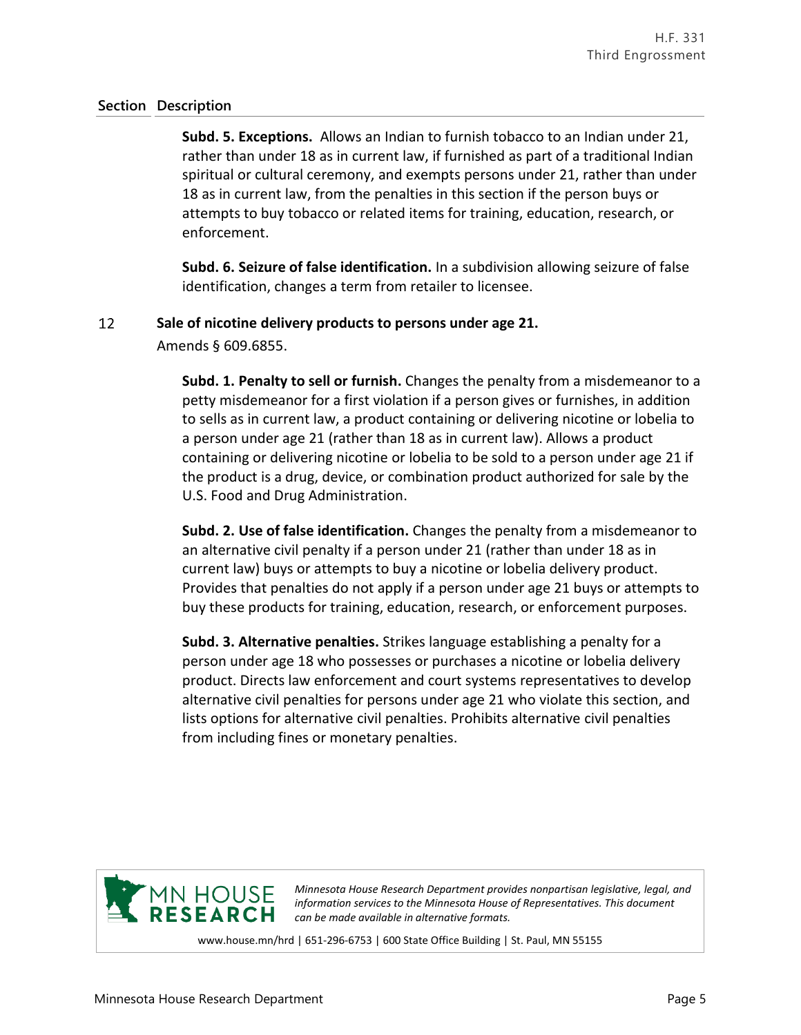| Section | Description |
|---|---|
| | **Subd. 5. Exceptions.** Allows an Indian to furnish tobacco to an Indian under 21, rather than under 18 as in current law, if furnished as part of a traditional Indian spiritual or cultural ceremony, and exempts persons under 21, rather than under 18 as in current law, from the penalties in this section if the person buys or attempts to buy tobacco or related items for training, education, research, or enforcement. |
| | **Subd. 6. Seizure of false identification.** In a subdivision allowing seizure of false identification, changes a term from retailer to licensee. |
| 12 | **Sale of nicotine delivery products to persons under age 21.** Amends § 609.6855. |
| | **Subd. 1. Penalty to sell or furnish.** Changes the penalty from a misdemeanor to a petty misdemeanor for a first violation if a person gives or furnishes, in addition to sells as in current law, a product containing or delivering nicotine or lobelia to a person under age 21 (rather than 18 as in current law). Allows a product containing or delivering nicotine or lobelia to be sold to a person under age 21 if the product is a drug, device, or combination product authorized for sale by the U.S. Food and Drug Administration. |
| | **Subd. 2. Use of false identification.** Changes the penalty from a misdemeanor to an alternative civil penalty if a person under 21 (rather than under 18 as in current law) buys or attempts to buy a nicotine or lobelia delivery product. Provides that penalties do not apply if a person under age 21 buys or attempts to buy these products for training, education, research, or enforcement purposes. |
| | **Subd. 3. Alternative penalties.** Strikes language establishing a penalty for a person under age 18 who possesses or purchases a nicotine or lobelia delivery product. Directs law enforcement and court systems representatives to develop alternative civil penalties for persons under age 21 who violate this section, and lists options for alternative civil penalties. Prohibits alternative civil penalties from including fines or monetary penalties. |

MN HOUSE RESEARCH

*Minnesota House Research Department provides nonpartisan legislative, legal, and information services to the Minnesota House of Representatives. This document can be made available in alternative formats.*

www.house.mn/hrd | 651-296-6753 | 600 State Office Building | St. Paul, MN 55155